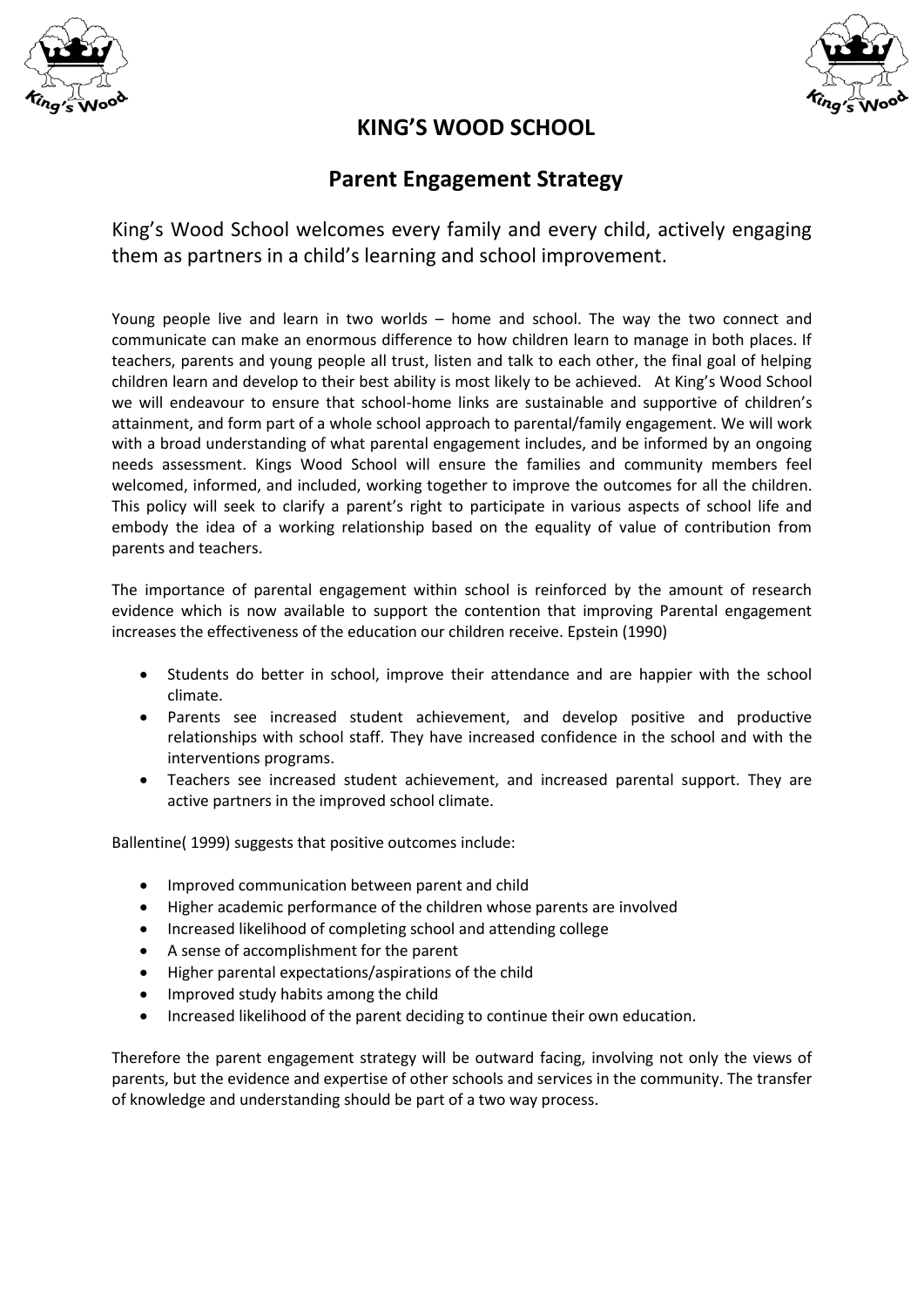# KING'S WOOD SCHOOL

## Parent Engagement Strategy

King's Wood School welcomes every family and every child, actively engaging them as partners in a child's learning and school improvement.

Young people live and learn in two worlds – home and school. The way the two connect and communicate can make an enormous difference to how children learn to manage in both places. If teachers, parents and young people all trust, listen and talk to each other, the final goal of helping children learn and develop to their best ability is most likely to be achieved. At King's Wood School we will endeavour to ensure that school-home links are sustainable and supportive of children's attainment, and form part of a whole school approach to parental/family engagement. We will work with a broad understanding of what parental engagement includes, and be informed by an ongoing needs assessment. Kings Wood School will ensure the families and community members feel welcomed, informed, and included, working together to improve the outcomes for all the children. This policy will seek to clarify a parent's right to participate in various aspects of school life and embody the idea of a working relationship based on the equality of value of contribution from parents and teachers.

The importance of parental engagement within school is reinforced by the amount of research evidence which is now available to support the contention that improving Parental engagement increases the effectiveness of the education our children receive. Epstein (1990)

- Students do better in school, improve their attendance and are happier with the school climate.
- Parents see increased student achievement, and develop positive and productive relationships with school staff. They have increased confidence in the school and with the interventions programs.
- Teachers see increased student achievement, and increased parental support. They are active partners in the improved school climate.

Ballentine( 1999) suggests that positive outcomes include:

- Improved communication between parent and child
- Higher academic performance of the children whose parents are involved
- Increased likelihood of completing school and attending college
- A sense of accomplishment for the parent
- Higher parental expectations/aspirations of the child
- Improved study habits among the child
- Increased likelihood of the parent deciding to continue their own education.

Therefore the parent engagement strategy will be outward facing, involving not only the views of parents, but the evidence and expertise of other schools and services in the community. The transfer of knowledge and understanding should be part of a two way process.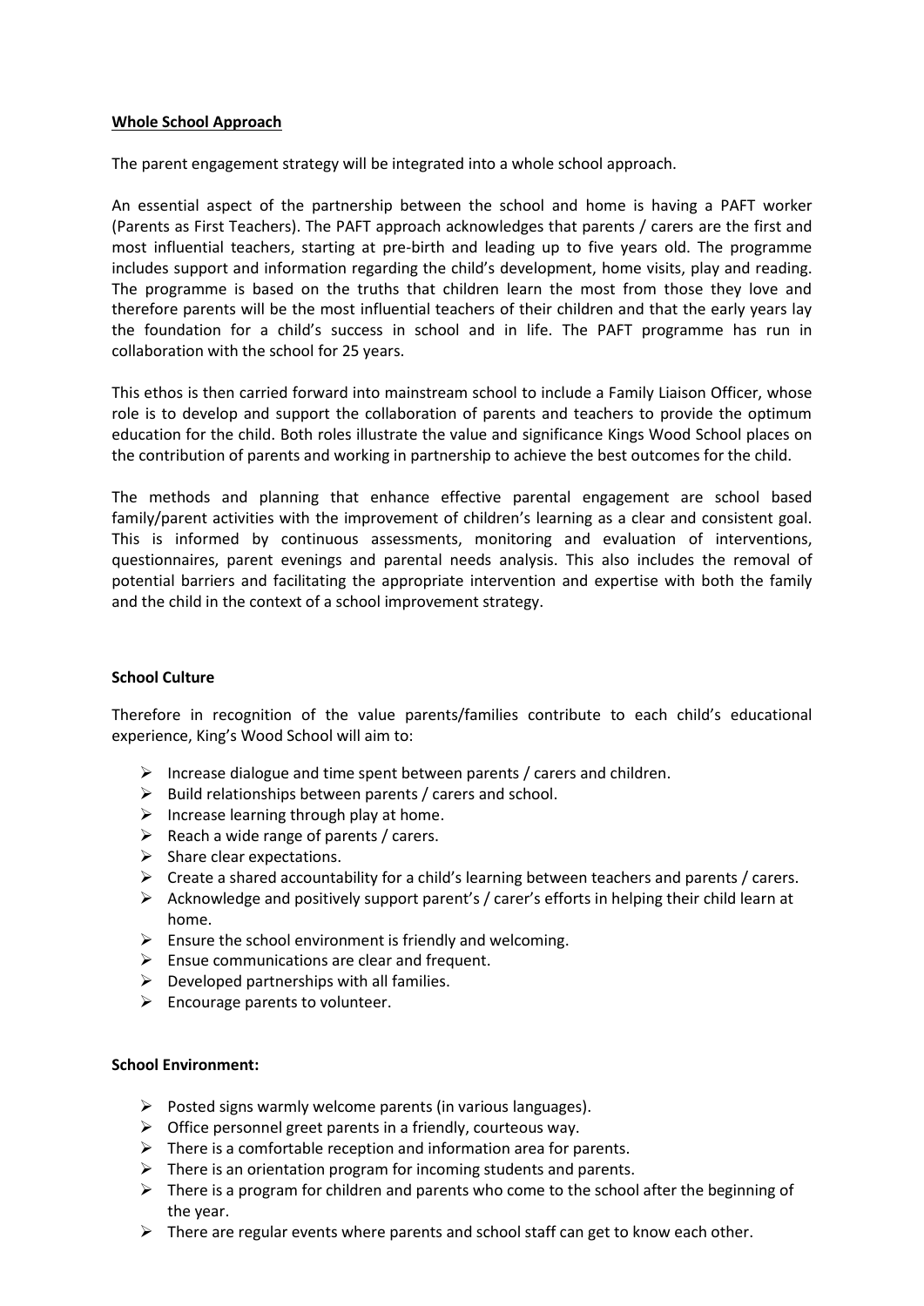**Whole School Approach**

The parent engagement strategy will be integrated into a whole school approach.

An essential aspect of the partnership between the school and home is having a PAFT worker (Parents as First Teachers). The PAFT approach acknowledges that parents / carers are the first and most influential teachers, starting at pre-birth and leading up to five years old. The programme includes support and information regarding the child's development, home visits, play and reading. The programme is based on the truths that children learn the most from those they love and therefore parents will be the most influential teachers of their children and that the early years lay the foundation for a child's success in school and in life. The PAFT programme has run in collaboration with the school for 25 years.

This ethos is then carried forward into mainstream school to include a Family Liaison Officer, whose role is to develop and support the collaboration of parents and teachers to provide the optimum education for the child. Both roles illustrate the value and significance Kings Wood School places on the contribution of parents and working in partnership to achieve the best outcomes for the child.

The methods and planning that enhance effective parental engagement are school based family/parent activities with the improvement of children's learning as a clear and consistent goal. This is informed by continuous assessments, monitoring and evaluation of interventions, questionnaires, parent evenings and parental needs analysis. This also includes the removal of potential barriers and facilitating the appropriate intervention and expertise with both the family and the child in the context of a school improvement strategy.

**School Culture**

Therefore in recognition of the value parents/families contribute to each child's educational experience, King's Wood School will aim to:

- Increase dialogue and time spent between parents / carers and children.
- Build relationships between parents / carers and school.
- Increase learning through play at home.
- Reach a wide range of parents / carers.
- Share clear expectations.
- Create a shared accountability for a child's learning between teachers and parents / carers.
- Acknowledge and positively support parent's / carer's efforts in helping their child learn at home.
- Ensure the school environment is friendly and welcoming.
- Ensue communications are clear and frequent.
- Developed partnerships with all families.
- Encourage parents to volunteer.

**School Environment:**

- Posted signs warmly welcome parents (in various languages).
- Office personnel greet parents in a friendly, courteous way.
- There is a comfortable reception and information area for parents.
- There is an orientation program for incoming students and parents.
- There is a program for children and parents who come to the school after the beginning of the year.
- There are regular events where parents and school staff can get to know each other.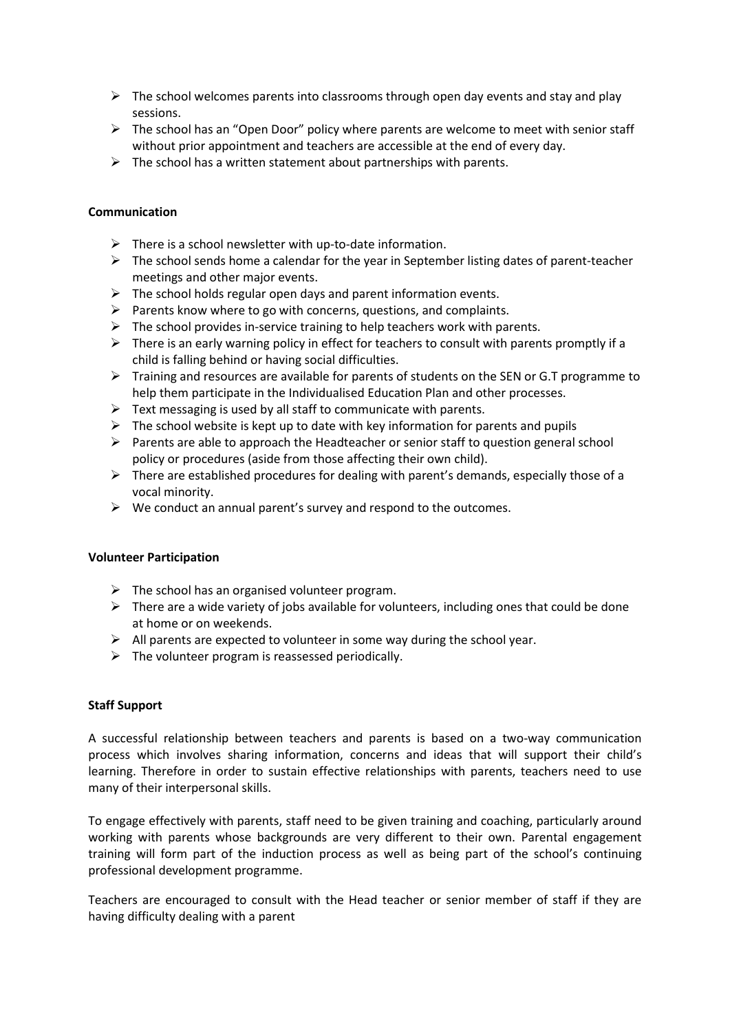- The school welcomes parents into classrooms through open day events and stay and play sessions.
- The school has an "Open Door" policy where parents are welcome to meet with senior staff without prior appointment and teachers are accessible at the end of every day.
- The school has a written statement about partnerships with parents.

**Communication**

- There is a school newsletter with up-to-date information.
- The school sends home a calendar for the year in September listing dates of parent-teacher meetings and other major events.
- The school holds regular open days and parent information events.
- Parents know where to go with concerns, questions, and complaints.
- The school provides in-service training to help teachers work with parents.
- There is an early warning policy in effect for teachers to consult with parents promptly if a child is falling behind or having social difficulties.
- Training and resources are available for parents of students on the SEN or G.T programme to help them participate in the Individualised Education Plan and other processes.
- Text messaging is used by all staff to communicate with parents.
- The school website is kept up to date with key information for parents and pupils
- Parents are able to approach the Headteacher or senior staff to question general school policy or procedures (aside from those affecting their own child).
- There are established procedures for dealing with parent's demands, especially those of a vocal minority.
- We conduct an annual parent's survey and respond to the outcomes.

**Volunteer Participation**

- The school has an organised volunteer program.
- There are a wide variety of jobs available for volunteers, including ones that could be done at home or on weekends.
- All parents are expected to volunteer in some way during the school year.
- The volunteer program is reassessed periodically.

**Staff Support**

A successful relationship between teachers and parents is based on a two-way communication process which involves sharing information, concerns and ideas that will support their child's learning. Therefore in order to sustain effective relationships with parents, teachers need to use many of their interpersonal skills.

To engage effectively with parents, staff need to be given training and coaching, particularly around working with parents whose backgrounds are very different to their own. Parental engagement training will form part of the induction process as well as being part of the school's continuing professional development programme.

Teachers are encouraged to consult with the Head teacher or senior member of staff if they are having difficulty dealing with a parent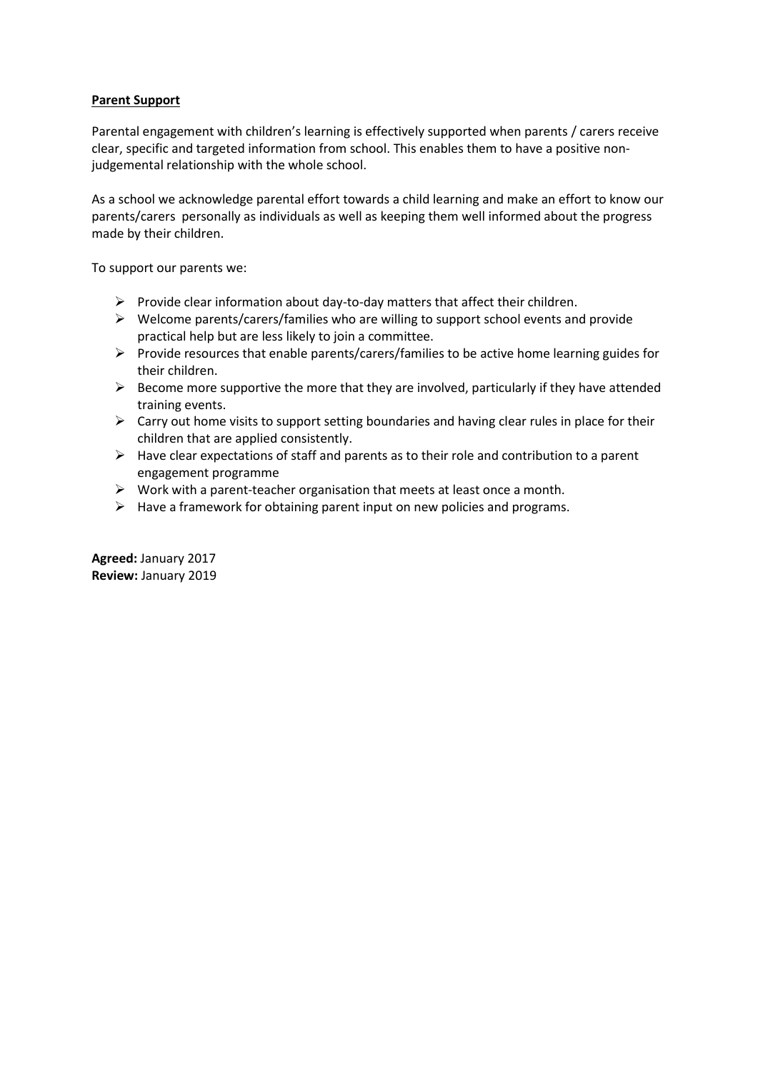**Parent Support**

Parental engagement with children's learning is effectively supported when parents / carers receive clear, specific and targeted information from school. This enables them to have a positive non-judgemental relationship with the whole school.

As a school we acknowledge parental effort towards a child learning and make an effort to know our parents/carers personally as individuals as well as keeping them well informed about the progress made by their children.

To support our parents we:

- Provide clear information about day-to-day matters that affect their children.
- Welcome parents/carers/families who are willing to support school events and provide practical help but are less likely to join a committee.
- Provide resources that enable parents/carers/families to be active home learning guides for their children.
- Become more supportive the more that they are involved, particularly if they have attended training events.
- Carry out home visits to support setting boundaries and having clear rules in place for their children that are applied consistently.
- Have clear expectations of staff and parents as to their role and contribution to a parent engagement programme
- Work with a parent-teacher organisation that meets at least once a month.
- Have a framework for obtaining parent input on new policies and programs.

**Agreed:** January 2017
**Review:** January 2019